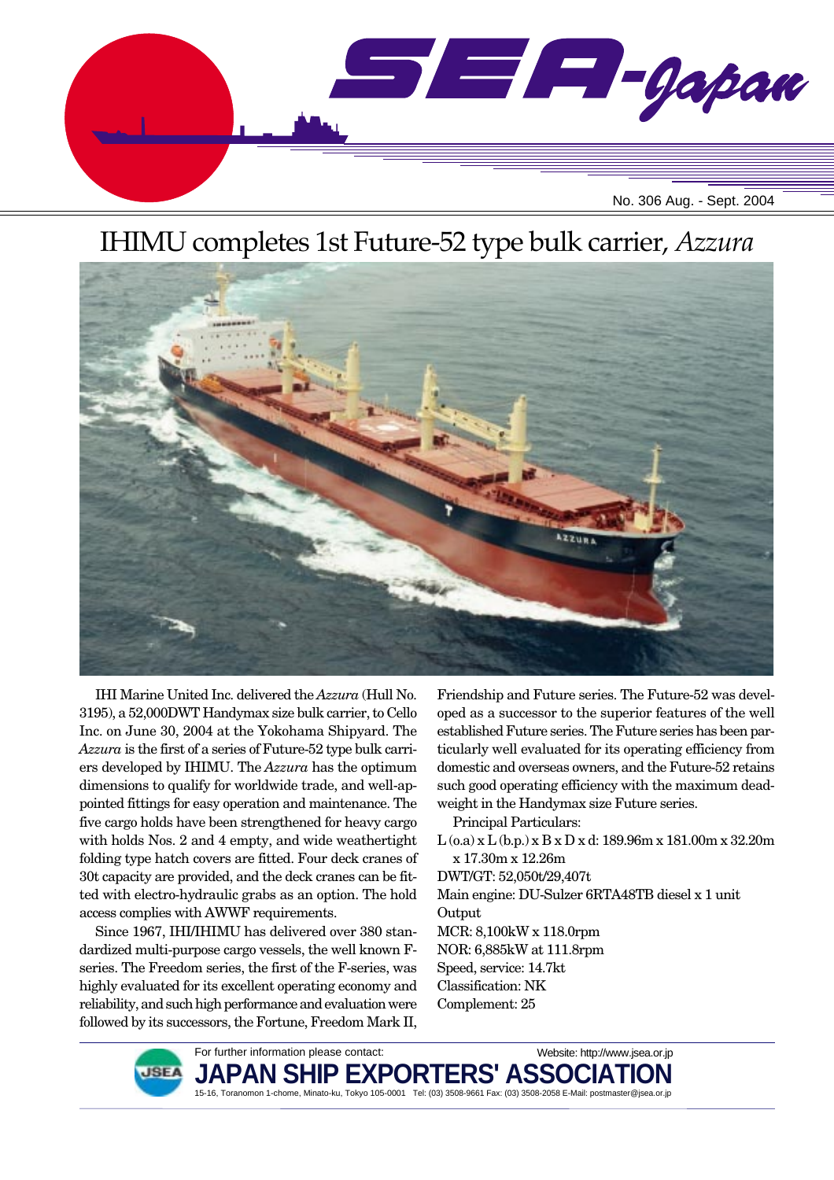# SEA-Japan

No. 306 Aug. - Sept. 2004

## IHIMU completes 1st Future-52 type bulk carrier, *Azzura*

IHI Marine United Inc. delivered the *Azzura* (Hull No. 3195), a 52,000DWT Handymax size bulk carrier, to Cello Inc. on June 30, 2004 at the Yokohama Shipyard. The *Azzura* is the first of a series of Future-52 type bulk carriers developed by IHIMU. The *Azzura* has the optimum dimensions to qualify for worldwide trade, and well-appointed fittings for easy operation and maintenance. The five cargo holds have been strengthened for heavy cargo with holds Nos. 2 and 4 empty, and wide weathertight folding type hatch covers are fitted. Four deck cranes of 30t capacity are provided, and the deck cranes can be fitted with electro-hydraulic grabs as an option. The hold access complies with AWWF requirements.

Since 1967, IHI/IHIMU has delivered over 380 standardized multi-purpose cargo vessels, the well known F-series. The Freedom series, the first of the F-series, was highly evaluated for its excellent operating economy and reliability, and such high performance and evaluation were followed by its successors, the Fortune, Freedom Mark II, Friendship and Future series. The Future-52 was developed as a successor to the superior features of the well established Future series. The Future series has been particularly well evaluated for its operating efficiency from domestic and overseas owners, and the Future-52 retains such good operating efficiency with the maximum deadweight in the Handymax size Future series.

Principal Particulars:

L (o.a) x L (b.p.) x B x D x d: 189.96m x 181.00m x 32.20m x 17.30m x 12.26m
DWT/GT: 52,050t/29,407t
Main engine: DU-Sulzer 6RTA48TB diesel x 1 unit
Output
MCR: 8,100kW x 118.0rpm
NOR: 6,885kW at 111.8rpm
Speed, service: 14.7kt
Classification: NK
Complement: 25

For further information please contact:
**JAPAN SHIP EXPORTERS' ASSOCIATION**
Website: http://www.jsea.or.jp
15-16, Toranomon 1-chome, Minato-ku, Tokyo 105-0001 Tel: (03) 3508-9661 Fax: (03) 3508-2058 E-Mail: postmaster@jsea.or.jp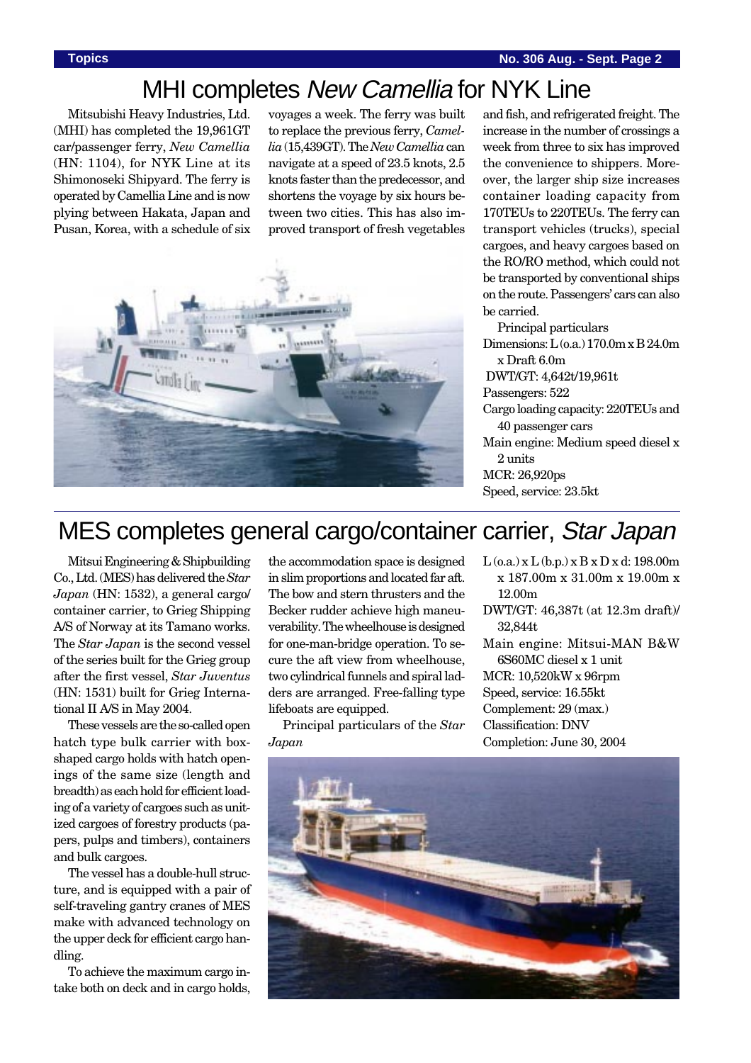# MHI completes *New Camellia* for NYK Line

Mitsubishi Heavy Industries, Ltd. (MHI) has completed the 19,961GT car/passenger ferry, *New Camellia* (HN: 1104), for NYK Line at its Shimonoseki Shipyard. The ferry is operated by Camellia Line and is now plying between Hakata, Japan and Pusan, Korea, with a schedule of six voyages a week. The ferry was built to replace the previous ferry, *Camellia* (15,439GT). The *New Camellia* can navigate at a speed of 23.5 knots, 2.5 knots faster than the predecessor, and shortens the voyage by six hours between two cities. This has also improved transport of fresh vegetables and fish, and refrigerated freight. The increase in the number of crossings a week from three to six has improved the convenience to shippers. Moreover, the larger ship size increases container loading capacity from 170TEUs to 220TEUs. The ferry can transport vehicles (trucks), special cargoes, and heavy cargoes based on the RO/RO method, which could not be transported by conventional ships on the route. Passengers' cars can also be carried.

Principal particulars

- Dimensions: L (o.a.) 170.0m x B 24.0m x Draft 6.0m
- DWT/GT: 4,642t/19,961t
- Passengers: 522
- Cargo loading capacity: 220TEUs and 40 passenger cars
- Main engine: Medium speed diesel x 2 units
- MCR: 26,920ps
- Speed, service: 23.5kt

# MES completes general cargo/container carrier, *Star Japan*

Mitsui Engineering & Shipbuilding Co., Ltd. (MES) has delivered the *Star Japan* (HN: 1532), a general cargo/ container carrier, to Grieg Shipping A/S of Norway at its Tamano works. The *Star Japan* is the second vessel of the series built for the Grieg group after the first vessel, *Star Juventus* (HN: 1531) built for Grieg International II A/S in May 2004.

These vessels are the so-called open hatch type bulk carrier with box-shaped cargo holds with hatch openings of the same size (length and breadth) as each hold for efficient loading of a variety of cargoes such as unitized cargoes of forestry products (papers, pulps and timbers), containers and bulk cargoes.

The vessel has a double-hull structure, and is equipped with a pair of self-traveling gantry cranes of MES make with advanced technology on the upper deck for efficient cargo handling.

To achieve the maximum cargo intake both on deck and in cargo holds, the accommodation space is designed in slim proportions and located far aft. The bow and stern thrusters and the Becker rudder achieve high maneuverability. The wheelhouse is designed for one-man-bridge operation. To secure the aft view from wheelhouse, two cylindrical funnels and spiral ladders are arranged. Free-falling type lifeboats are equipped.

Principal particulars of the *Star Japan*

- L (o.a.) x L (b.p.) x B x D x d: 198.00m x 187.00m x 31.00m x 19.00m x 12.00m
- DWT/GT: 46,387t (at 12.3m draft)/ 32,844t
- Main engine: Mitsui-MAN B&W 6S60MC diesel x 1 unit
- MCR: 10,520kW x 96rpm
- Speed, service: 16.55kt
- Complement: 29 (max.)
- Classification: DNV
- Completion: June 30, 2004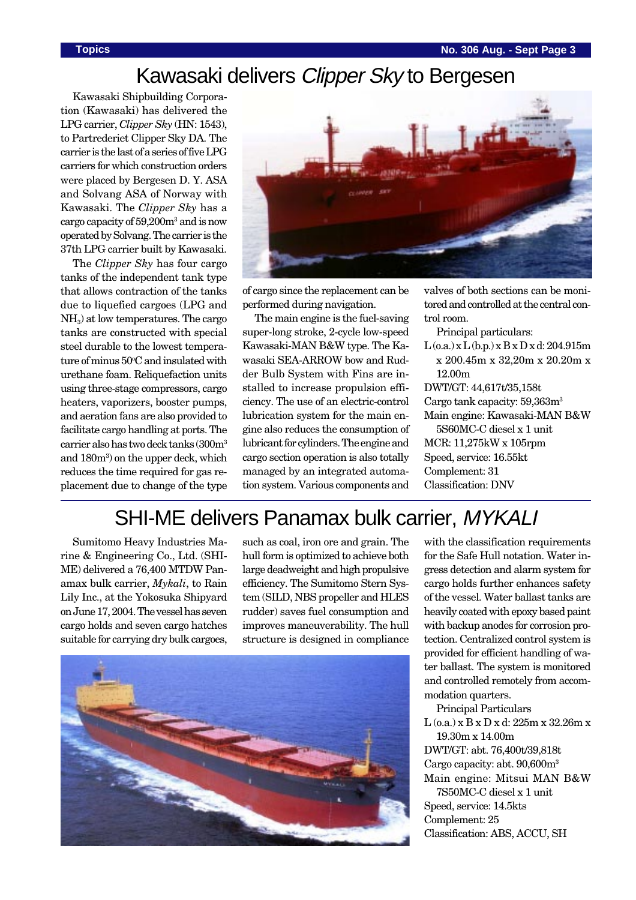# Kawasaki delivers *Clipper Sky* to Bergesen

Kawasaki Shipbuilding Corporation (Kawasaki) has delivered the LPG carrier, *Clipper Sky* (HN: 1543), to Partrederiet Clipper Sky DA. The carrier is the last of a series of five LPG carriers for which construction orders were placed by Bergesen D. Y. ASA and Solvang ASA of Norway with Kawasaki. The *Clipper Sky* has a cargo capacity of 59,200m³ and is now operated by Solvang. The carrier is the 37th LPG carrier built by Kawasaki.

The *Clipper Sky* has four cargo tanks of the independent tank type that allows contraction of the tanks due to liquefied cargoes (LPG and $NH_3$) at low temperatures. The cargo tanks are constructed with special steel durable to the lowest temperature of minus 50°C and insulated with urethane foam. Reliquefaction units using three-stage compressors, cargo heaters, vaporizers, booster pumps, and aeration fans are also provided to facilitate cargo handling at ports. The carrier also has two deck tanks (300m³ and 180m³) on the upper deck, which reduces the time required for gas replacement due to change of the type of cargo since the replacement can be performed during navigation.

The main engine is the fuel-saving super-long stroke, 2-cycle low-speed Kawasaki-MAN B&W type. The Kawasaki SEA-ARROW bow and Rudder Bulb System with Fins are installed to increase propulsion efficiency. The use of an electric-control lubrication system for the main engine also reduces the consumption of lubricant for cylinders. The engine and cargo section operation is also totally managed by an integrated automation system. Various components and valves of both sections can be monitored and controlled at the central control room.

Principal particulars:

L (o.a.) x L (b.p.) x B x D x d: 204.915m x 200.45m x 32,20m x 20.20m x 12.00m
DWT/GT: 44,617t/35,158t
Cargo tank capacity: 59,363m³
Main engine: Kawasaki-MAN B&W 5S60MC-C diesel x 1 unit
MCR: 11,275kW x 105rpm
Speed, service: 16.55kt
Complement: 31
Classification: DNV

# SHI-ME delivers Panamax bulk carrier, *MYKALI*

Sumitomo Heavy Industries Marine & Engineering Co., Ltd. (SHI-ME) delivered a 76,400 MTDW Panamax bulk carrier, *Mykali*, to Rain Lily Inc., at the Yokosuka Shipyard on June 17, 2004. The vessel has seven cargo holds and seven cargo hatches suitable for carrying dry bulk cargoes, such as coal, iron ore and grain. The hull form is optimized to achieve both large deadweight and high propulsive efficiency. The Sumitomo Stern System (SILD, NBS propeller and HLES rudder) saves fuel consumption and improves maneuverability. The hull structure is designed in compliance with the classification requirements for the Safe Hull notation. Water ingress detection and alarm system for cargo holds further enhances safety of the vessel. Water ballast tanks are heavily coated with epoxy based paint with backup anodes for corrosion protection. Centralized control system is provided for efficient handling of water ballast. The system is monitored and controlled remotely from accommodation quarters.

Principal Particulars

L (o.a.) x B x D x d: 225m x 32.26m x 19.30m x 14.00m
DWT/GT: abt. 76,400t/39,818t
Cargo capacity: abt. 90,600m³
Main engine: Mitsui MAN B&W 7S50MC-C diesel x 1 unit
Speed, service: 14.5kts
Complement: 25
Classification: ABS, ACCU, SH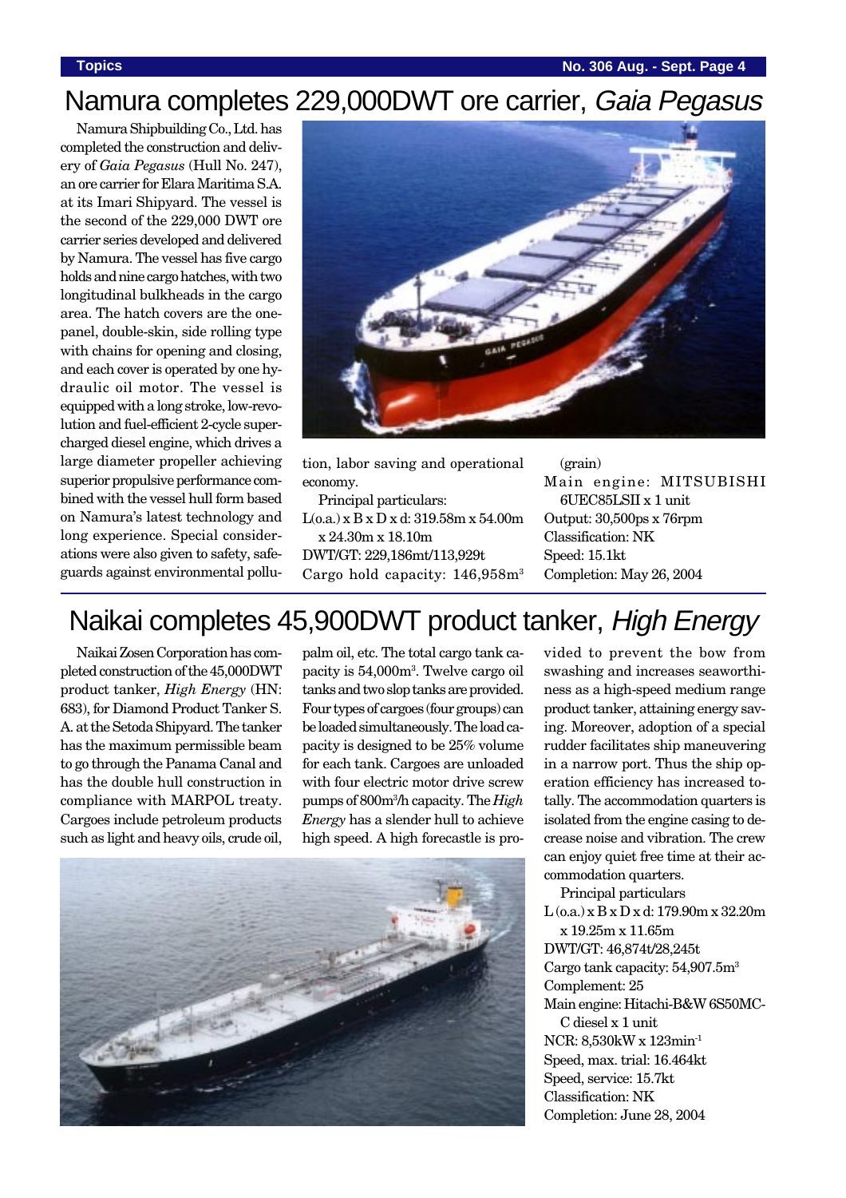# Namura completes 229,000DWT ore carrier, *Gaia Pegasus*

Namura Shipbuilding Co., Ltd. has completed the construction and delivery of *Gaia Pegasus* (Hull No. 247), an ore carrier for Elara Maritima S.A. at its Imari Shipyard. The vessel is the second of the 229,000 DWT ore carrier series developed and delivered by Namura. The vessel has five cargo holds and nine cargo hatches, with two longitudinal bulkheads in the cargo area. The hatch covers are the one-panel, double-skin, side rolling type with chains for opening and closing, and each cover is operated by one hydraulic oil motor. The vessel is equipped with a long stroke, low-revolution and fuel-efficient 2-cycle supercharged diesel engine, which drives a large diameter propeller achieving superior propulsive performance combined with the vessel hull form based on Namura's latest technology and long experience. Special considerations were also given to safety, safeguards against environmental pollution, labor saving and operational economy.

Principal particulars:
L(o.a.) x B x D x d: 319.58m x 54.00m x 24.30m x 18.10m
DWT/GT: 229,186mt/113,929t
Cargo hold capacity: 146,958m³ (grain)
Main engine: MITSUBISHI 6UEC85LSII x 1 unit
Output: 30,500ps x 76rpm
Classification: NK
Speed: 15.1kt
Completion: May 26, 2004

# Naikai completes 45,900DWT product tanker, *High Energy*

Naikai Zosen Corporation has completed construction of the 45,000DWT product tanker, *High Energy* (HN: 683), for Diamond Product Tanker S. A. at the Setoda Shipyard. The tanker has the maximum permissible beam to go through the Panama Canal and has the double hull construction in compliance with MARPOL treaty. Cargoes include petroleum products such as light and heavy oils, crude oil, palm oil, etc. The total cargo tank capacity is 54,000m³. Twelve cargo oil tanks and two slop tanks are provided. Four types of cargoes (four groups) can be loaded simultaneously. The load capacity is designed to be 25% volume for each tank. Cargoes are unloaded with four electric motor drive screw pumps of 800m³/h capacity. The *High Energy* has a slender hull to achieve high speed. A high forecastle is provided to prevent the bow from swashing and increases seaworthiness as a high-speed medium range product tanker, attaining energy saving. Moreover, adoption of a special rudder facilitates ship maneuvering in a narrow port. Thus the ship operation efficiency has increased totally. The accommodation quarters is isolated from the engine casing to decrease noise and vibration. The crew can enjoy quiet free time at their accommodation quarters.

Principal particulars
L (o.a.) x B x D x d: 179.90m x 32.20m x 19.25m x 11.65m
DWT/GT: 46,874t/28,245t
Cargo tank capacity: 54,907.5m³
Complement: 25
Main engine: Hitachi-B&W 6S50MC-C diesel x 1 unit
NCR: 8,530kW x 123min⁻¹
Speed, max. trial: 16.464kt
Speed, service: 15.7kt
Classification: NK
Completion: June 28, 2004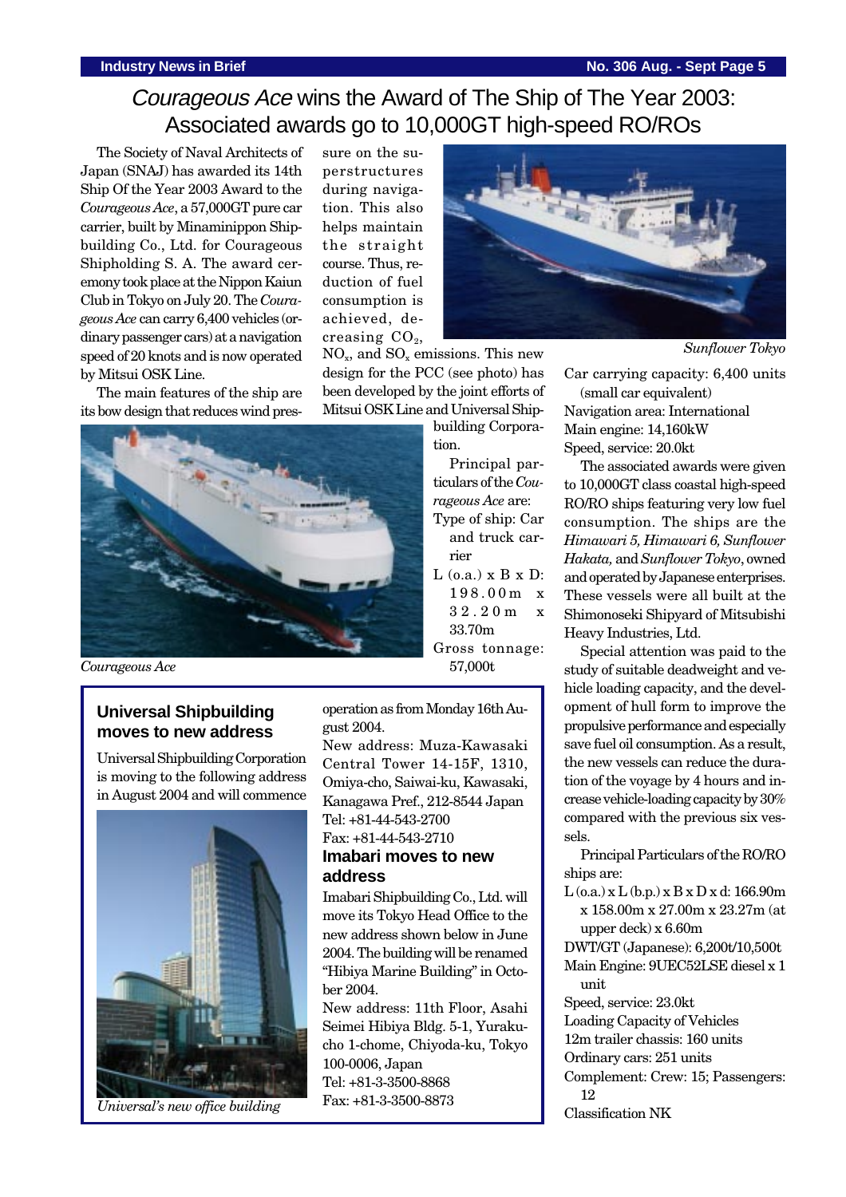# *Courageous Ace* wins the Award of The Ship of The Year 2003: Associated awards go to 10,000GT high-speed RO/ROs

The Society of Naval Architects of Japan (SNAJ) has awarded its 14th Ship Of the Year 2003 Award to the *Courageous Ace*, a 57,000GT pure car carrier, built by Minaminippon Shipbuilding Co., Ltd. for Courageous Shipholding S. A. The award ceremony took place at the Nippon Kaiun Club in Tokyo on July 20. The *Courageous Ace* can carry 6,400 vehicles (ordinary passenger cars) at a navigation speed of 20 knots and is now operated by Mitsui OSK Line.

The main features of the ship are its bow design that reduces wind pressure on the superstructures during navigation. This also helps maintain the straight course. Thus, reduction of fuel consumption is achieved, decreasing $CO_2$, $NO_x$, and $SO_x$ emissions. This new design for the PCC (see photo) has been developed by the joint efforts of Mitsui OSK Line and Universal Shipbuilding Corporation.

*Courageous Ace*

Principal particulars of the *Courageous Ace* are:

Type of ship: Car and truck carrier
L (o.a.) x B x D: 198.00m x 32.20m x 33.70m
Gross tonnage: 57,000t
Car carrying capacity: 6,400 units (small car equivalent)
Navigation area: International
Main engine: 14,160kW
Speed, service: 20.0kt

*Sunflower Tokyo*

The associated awards were given to 10,000GT class coastal high-speed RO/RO ships featuring very low fuel consumption. The ships are the *Himawari 5, Himawari 6, Sunflower Hakata,* and *Sunflower Tokyo*, owned and operated by Japanese enterprises. These vessels were all built at the Shimonoseki Shipyard of Mitsubishi Heavy Industries, Ltd.

Special attention was paid to the study of suitable deadweight and vehicle loading capacity, and the development of hull form to improve the propulsive performance and especially save fuel oil consumption. As a result, the new vessels can reduce the duration of the voyage by 4 hours and increase vehicle-loading capacity by 30% compared with the previous six vessels.

Principal Particulars of the RO/RO ships are:

L (o.a.) x L (b.p.) x B x D x d: 166.90m x 158.00m x 27.00m x 23.27m (at upper deck) x 6.60m
DWT/GT (Japanese): 6,200t/10,500t
Main Engine: 9UEC52LSE diesel x 1 unit
Speed, service: 23.0kt
Loading Capacity of Vehicles
12m trailer chassis: 160 units
Ordinary cars: 251 units
Complement: Crew: 15; Passengers: 12
Classification NK

## Universal Shipbuilding moves to new address

Universal Shipbuilding Corporation is moving to the following address in August 2004 and will commence operation as from Monday 16th August 2004.

*Universal's new office building*

New address: Muza-Kawasaki Central Tower 14-15F, 1310, Omiya-cho, Saiwai-ku, Kawasaki, Kanagawa Pref., 212-8544 Japan
Tel: +81-44-543-2700
Fax: +81-44-543-2710

## Imabari moves to new address

Imabari Shipbuilding Co., Ltd. will move its Tokyo Head Office to the new address shown below in June 2004. The building will be renamed "Hibiya Marine Building" in October 2004.

New address: 11th Floor, Asahi Seimei Hibiya Bldg. 5-1, Yurakucho 1-chome, Chiyoda-ku, Tokyo 100-0006, Japan
Tel: +81-3-3500-8868
Fax: +81-3-3500-8873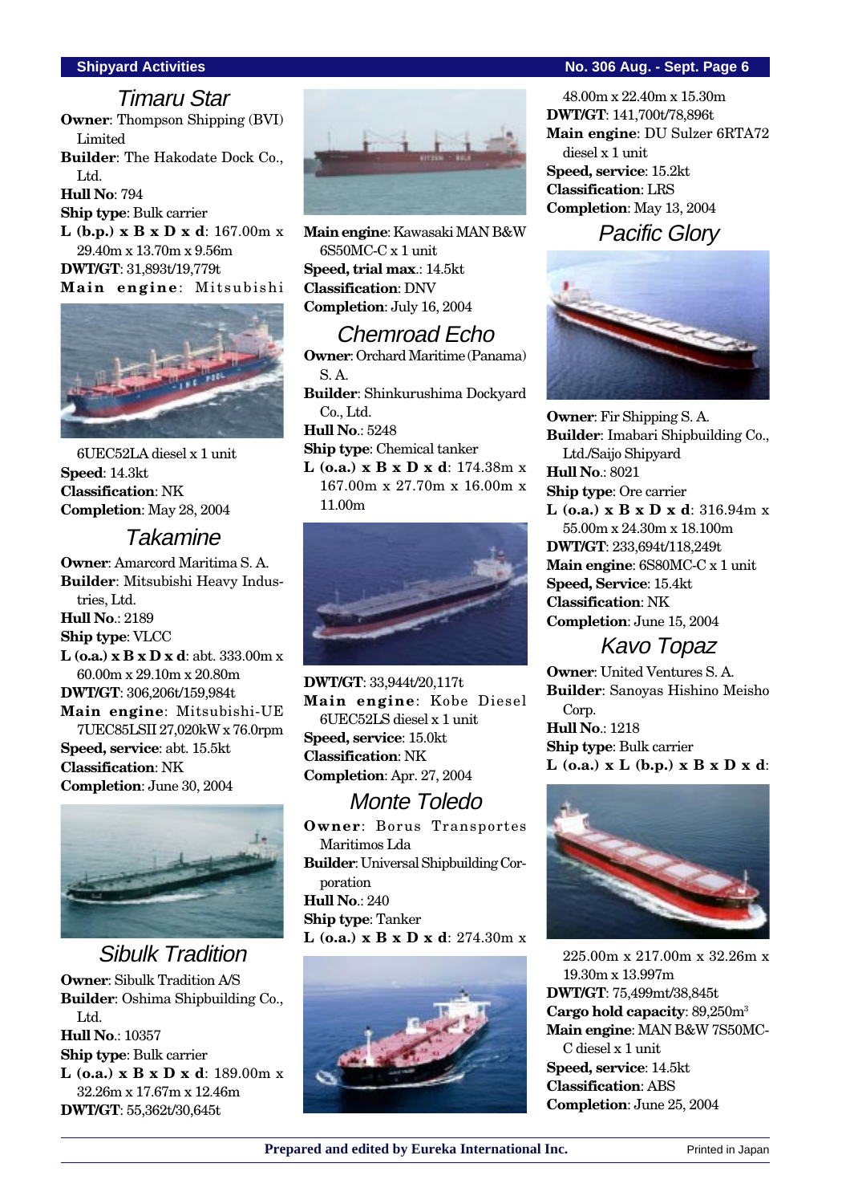## Timaru Star

**Owner**: Thompson Shipping (BVI) Limited
**Builder**: The Hakodate Dock Co., Ltd.
**Hull No**: 794
**Ship type**: Bulk carrier
**L (b.p.) x B x D x d**: 167.00m x 29.40m x 13.70m x 9.56m
**DWT/GT**: 31,893t/19,779t
**Main engine**: Mitsubishi 6UEC52LA diesel x 1 unit
**Speed**: 14.3kt
**Classification**: NK
**Completion**: May 28, 2004

## Takamine

**Owner**: Amarcord Maritima S. A.
**Builder**: Mitsubishi Heavy Industries, Ltd.
**Hull No.**: 2189
**Ship type**: VLCC
**L (o.a.) x B x D x d**: abt. 333.00m x 60.00m x 29.10m x 20.80m
**DWT/GT**: 306,206t/159,984t
**Main engine**: Mitsubishi-UE 7UEC85LSII 27,020kW x 76.0rpm
**Speed, service**: abt. 15.5kt
**Classification**: NK
**Completion**: June 30, 2004

## Sibulk Tradition

**Owner**: Sibulk Tradition A/S
**Builder**: Oshima Shipbuilding Co., Ltd.
**Hull No.**: 10357
**Ship type**: Bulk carrier
**L (o.a.) x B x D x d**: 189.00m x 32.26m x 17.67m x 12.46m
**DWT/GT**: 55,362t/30,645t
**Main engine**: Kawasaki MAN B&W 6S50MC-C x 1 unit
**Speed, trial max.**: 14.5kt
**Classification**: DNV
**Completion**: July 16, 2004

## Chemroad Echo

**Owner**: Orchard Maritime (Panama) S. A.
**Builder**: Shinkurushima Dockyard Co., Ltd.
**Hull No.**: 5248
**Ship type**: Chemical tanker
**L (o.a.) x B x D x d**: 174.38m x 167.00m x 27.70m x 16.00m x 11.00m
**DWT/GT**: 33,944t/20,117t
**Main engine**: Kobe Diesel 6UEC52LS diesel x 1 unit
**Speed, service**: 15.0kt
**Classification**: NK
**Completion**: Apr. 27, 2004

## Monte Toledo

**Owner**: Borus Transportes Maritimos Lda
**Builder**: Universal Shipbuilding Corporation
**Hull No.**: 240
**Ship type**: Tanker
**L (o.a.) x B x D x d**: 274.30m x 48.00m x 22.40m x 15.30m
**DWT/GT**: 141,700t/78,896t
**Main engine**: DU Sulzer 6RTA72 diesel x 1 unit
**Speed, service**: 15.2kt
**Classification**: LRS
**Completion**: May 13, 2004

## Pacific Glory

**Owner**: Fir Shipping S. A.
**Builder**: Imabari Shipbuilding Co., Ltd./Saijo Shipyard
**Hull No.**: 8021
**Ship type**: Ore carrier
**L (o.a.) x B x D x d**: 316.94m x 55.00m x 24.30m x 18.100m
**DWT/GT**: 233,694t/118,249t
**Main engine**: 6S80MC-C x 1 unit
**Speed, Service**: 15.4kt
**Classification**: NK
**Completion**: June 15, 2004

## Kavo Topaz

**Owner**: United Ventures S. A.
**Builder**: Sanoyas Hishino Meisho Corp.
**Hull No.**: 1218
**Ship type**: Bulk carrier
**L (o.a.) x L (b.p.) x B x D x d**: 225.00m x 217.00m x 32.26m x 19.30m x 13.997m
**DWT/GT**: 75,499mt/38,845t
**Cargo hold capacity**: 89,250m$^3$
**Main engine**: MAN B&W 7S50MC-C diesel x 1 unit
**Speed, service**: 14.5kt
**Classification**: ABS
**Completion**: June 25, 2004

Prepared and edited by Eureka International Inc.

Printed in Japan